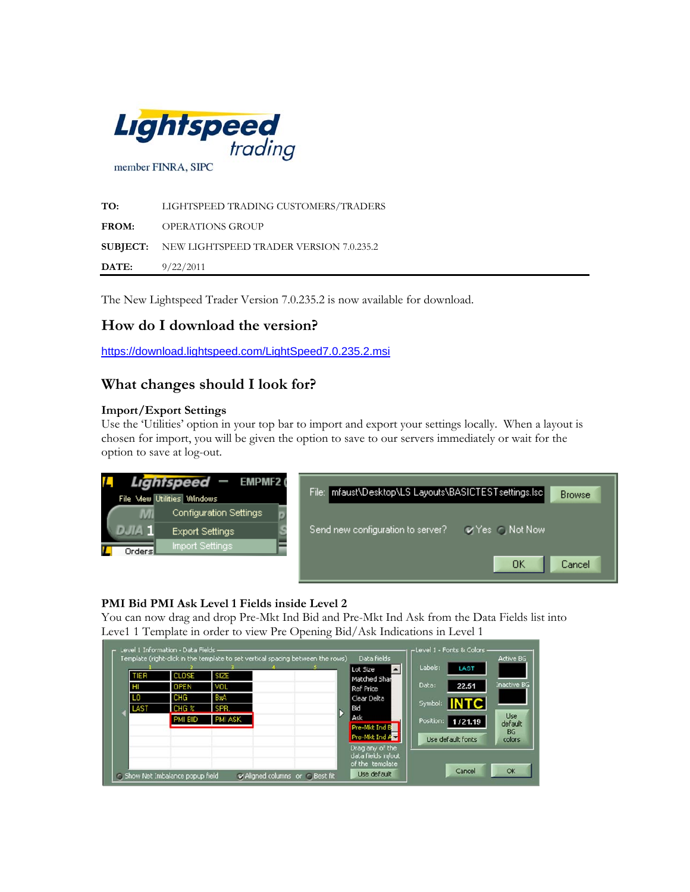Lightspeed trading

member FINRA, SIPC

**TO:** LIGHTSPEED TRADING CUSTOMERS/TRADERS

**FROM:** OPERATIONS GROUP

**SUBJECT:** NEW LIGHTSPEED TRADER VERSION 7.0.235.2

**DATE:** 9/22/2011

---

The New Lightspeed Trader Version 7.0.235.2 is now available for download.

## How do I download the version?

https://download.lightspeed.com/LightSpeed7.0.235.2.msi

## What changes should I look for?

### Import/Export Settings

Use the 'Utilities' option in your top bar to import and export your settings locally. When a layout is chosen for import, you will be given the option to save to our servers immediately or wait for the option to save at log-out.

### PMI Bid PMI Ask Level 1 Fields inside Level 2

You can now drag and drop Pre-Mkt Ind Bid and Pre-Mkt Ind Ask from the Data Fields list into Level1 1 Template in order to view Pre Opening Bid/Ask Indications in Level 1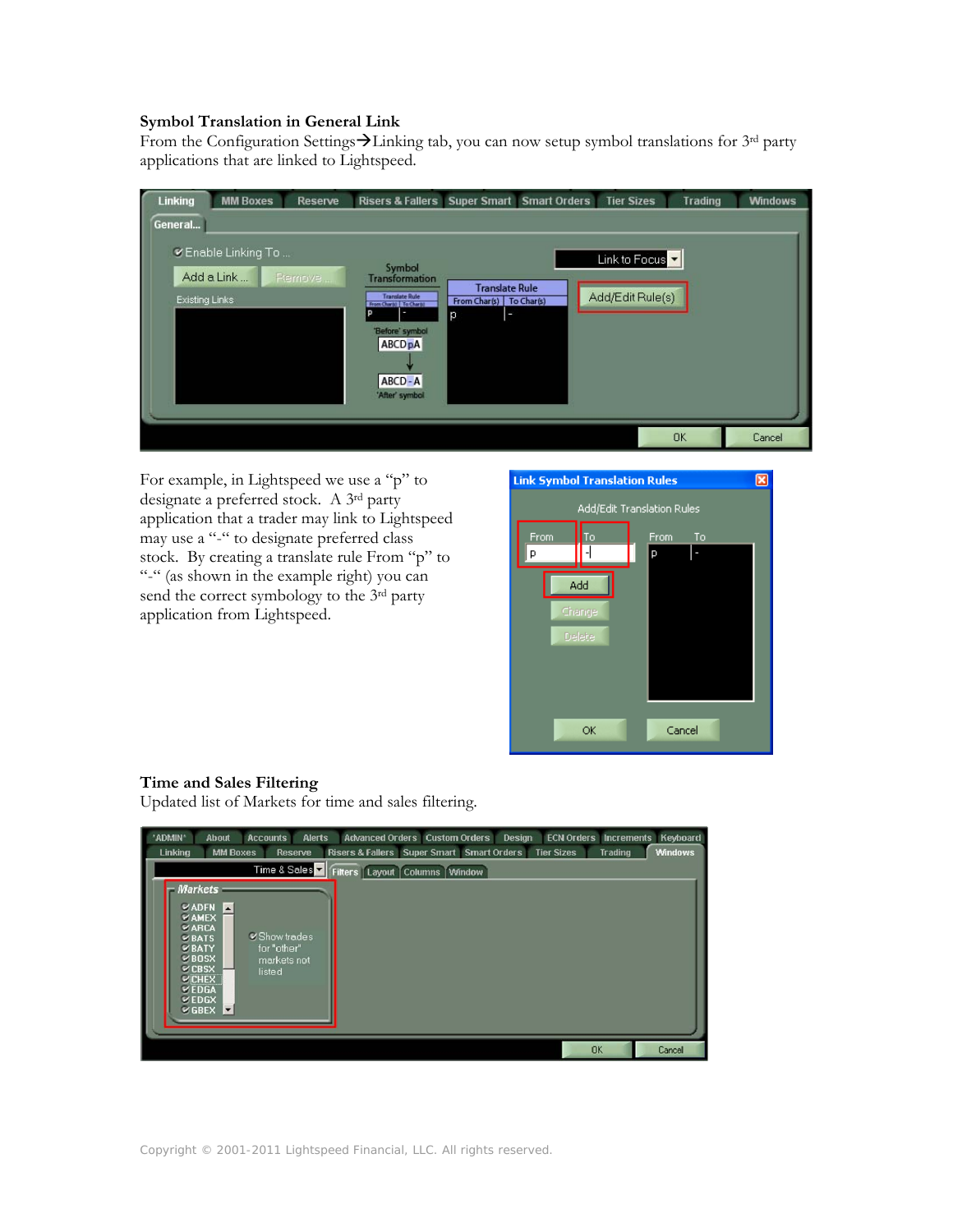### Symbol Translation in General Link

From the Configuration Settings→Linking tab, you can now setup symbol translations for 3rd party applications that are linked to Lightspeed.

For example, in Lightspeed we use a "p" to designate a preferred stock. A 3rd party application that a trader may link to Lightspeed may use a "-" to designate preferred class stock. By creating a translate rule From "p" to "-" (as shown in the example right) you can send the correct symbology to the 3rd party application from Lightspeed.

### Time and Sales Filtering

Updated list of Markets for time and sales filtering.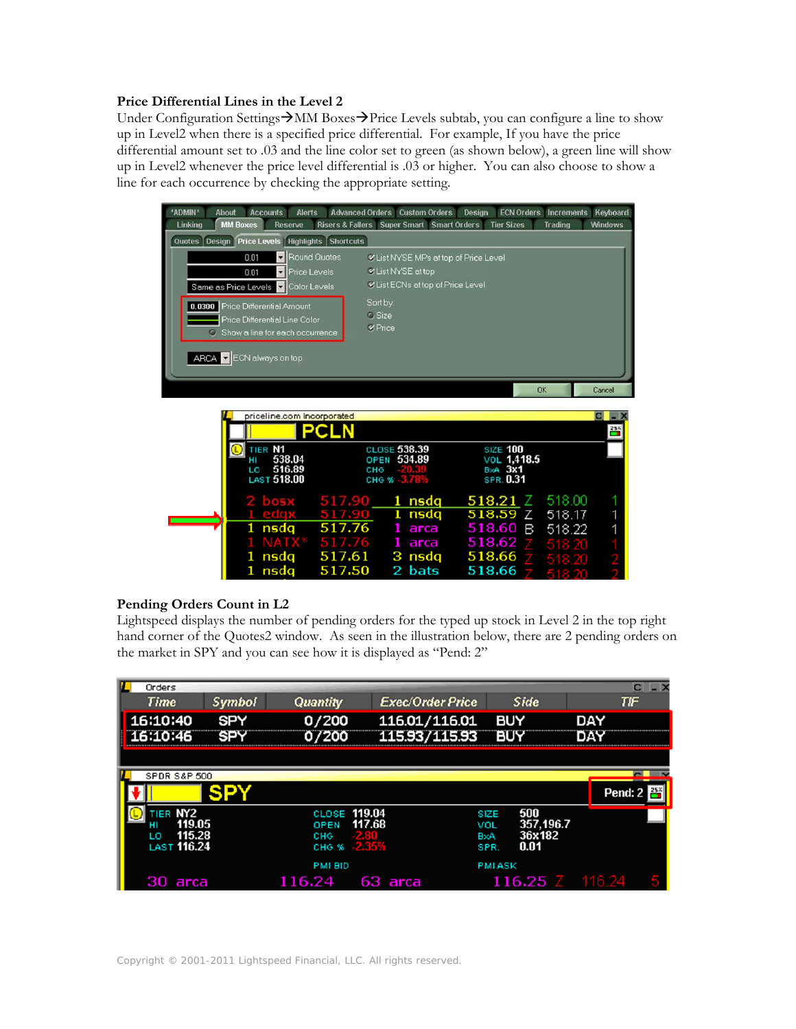**Price Differential Lines in the Level 2**

Under Configuration Settings→MM Boxes→Price Levels subtab, you can configure a line to show up in Level2 when there is a specified price differential. For example, If you have the price differential amount set to .03 and the line color set to green (as shown below), a green line will show up in Level2 whenever the price level differential is .03 or higher. You can also choose to show a line for each occurrence by checking the appropriate setting.

**Pending Orders Count in L2**

Lightspeed displays the number of pending orders for the typed up stock in Level 2 in the top right hand corner of the Quotes2 window. As seen in the illustration below, there are 2 pending orders on the market in SPY and you can see how it is displayed as "Pend: 2"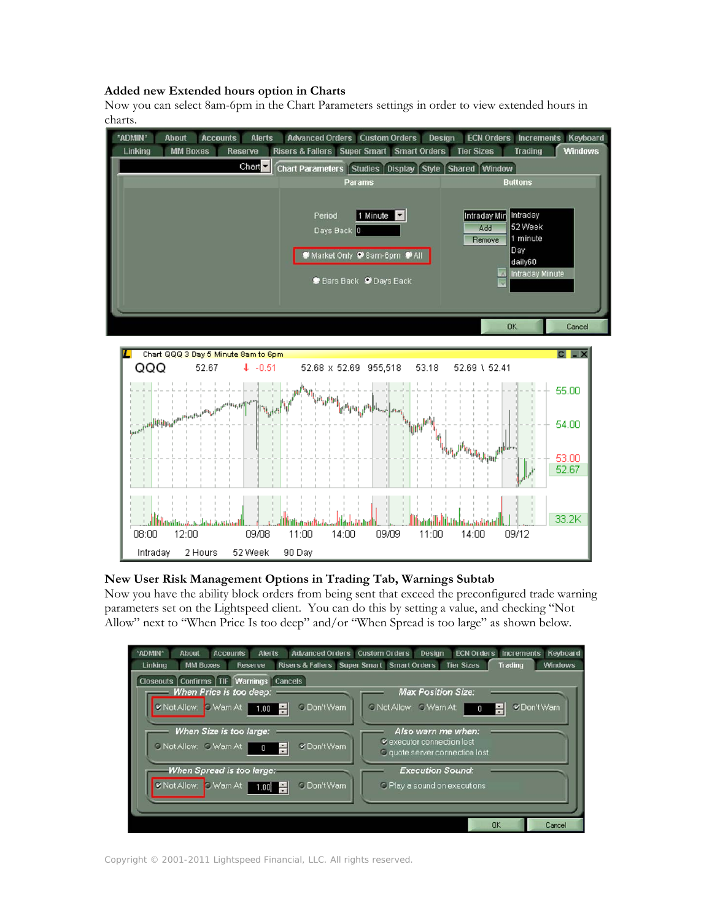**Added new Extended hours option in Charts**

Now you can select 8am-6pm in the Chart Parameters settings in order to view extended hours in charts.

**New User Risk Management Options in Trading Tab, Warnings Subtab**

Now you have the ability block orders from being sent that exceed the preconfigured trade warning parameters set on the Lightspeed client. You can do this by setting a value, and checking "Not Allow" next to "When Price Is too deep" and/or "When Spread is too large" as shown below.

Copyright © 2001-2011 Lightspeed Financial, LLC. All rights reserved.